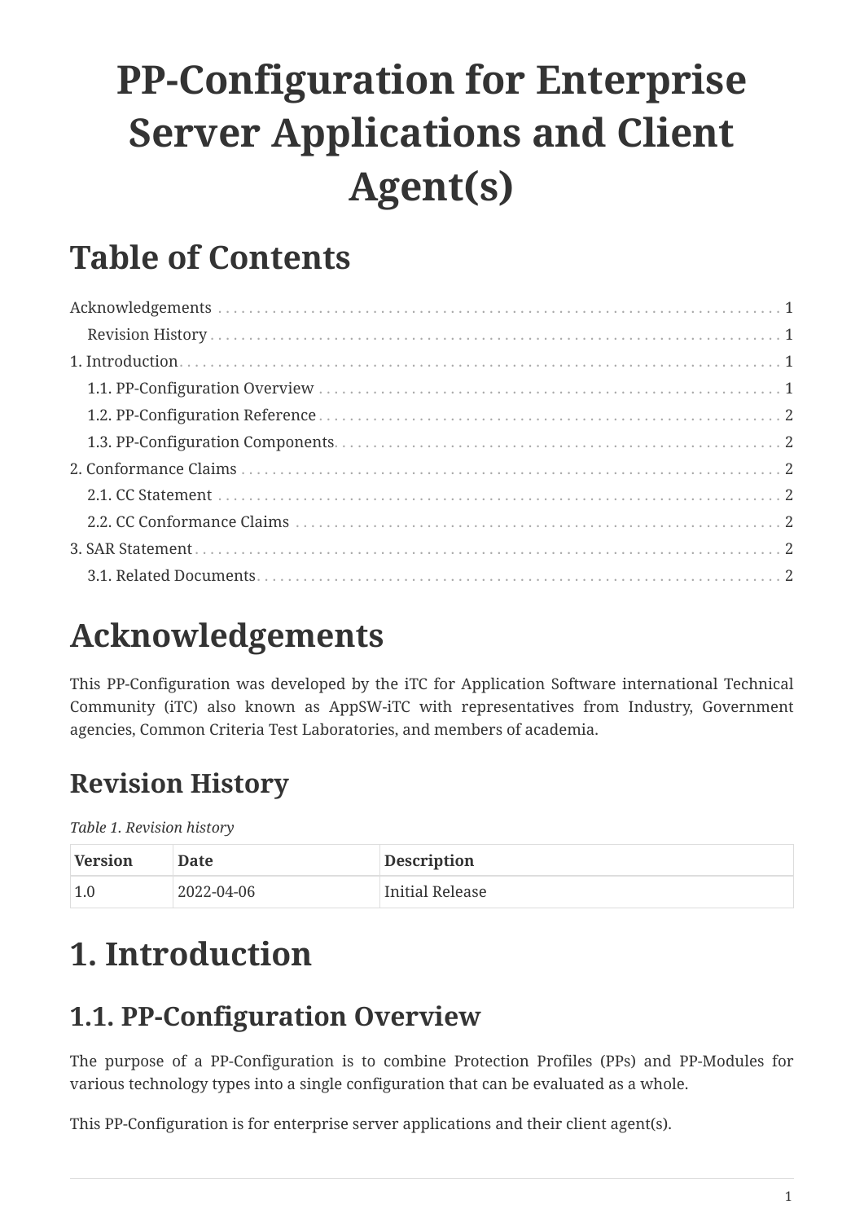# PP-Configuration for Enterprise Server Applications and Client Agent(s)

## Table of Contents

Acknowledgements . . . . . 1
- Revision History . . . . . 1

1. Introduction . . . . . 1
   - 1.1. PP-Configuration Overview . . . . . 1
   - 1.2. PP-Configuration Reference . . . . . 2
   - 1.3. PP-Configuration Components . . . . . 2
2. Conformance Claims . . . . . 2
   - 2.1. CC Statement . . . . . 2
   - 2.2. CC Conformance Claims . . . . . 2
3. SAR Statement . . . . . 2
   - 3.1. Related Documents . . . . . 2

# Acknowledgements

This PP-Configuration was developed by the iTC for Application Software international Technical Community (iTC) also known as AppSW-iTC with representatives from Industry, Government agencies, Common Criteria Test Laboratories, and members of academia.

## Revision History

*Table 1. Revision history*

| Version | Date | Description |
|---|---|---|
| 1.0 | 2022-04-06 | Initial Release |

# 1. Introduction

## 1.1. PP-Configuration Overview

The purpose of a PP-Configuration is to combine Protection Profiles (PPs) and PP-Modules for various technology types into a single configuration that can be evaluated as a whole.

This PP-Configuration is for enterprise server applications and their client agent(s).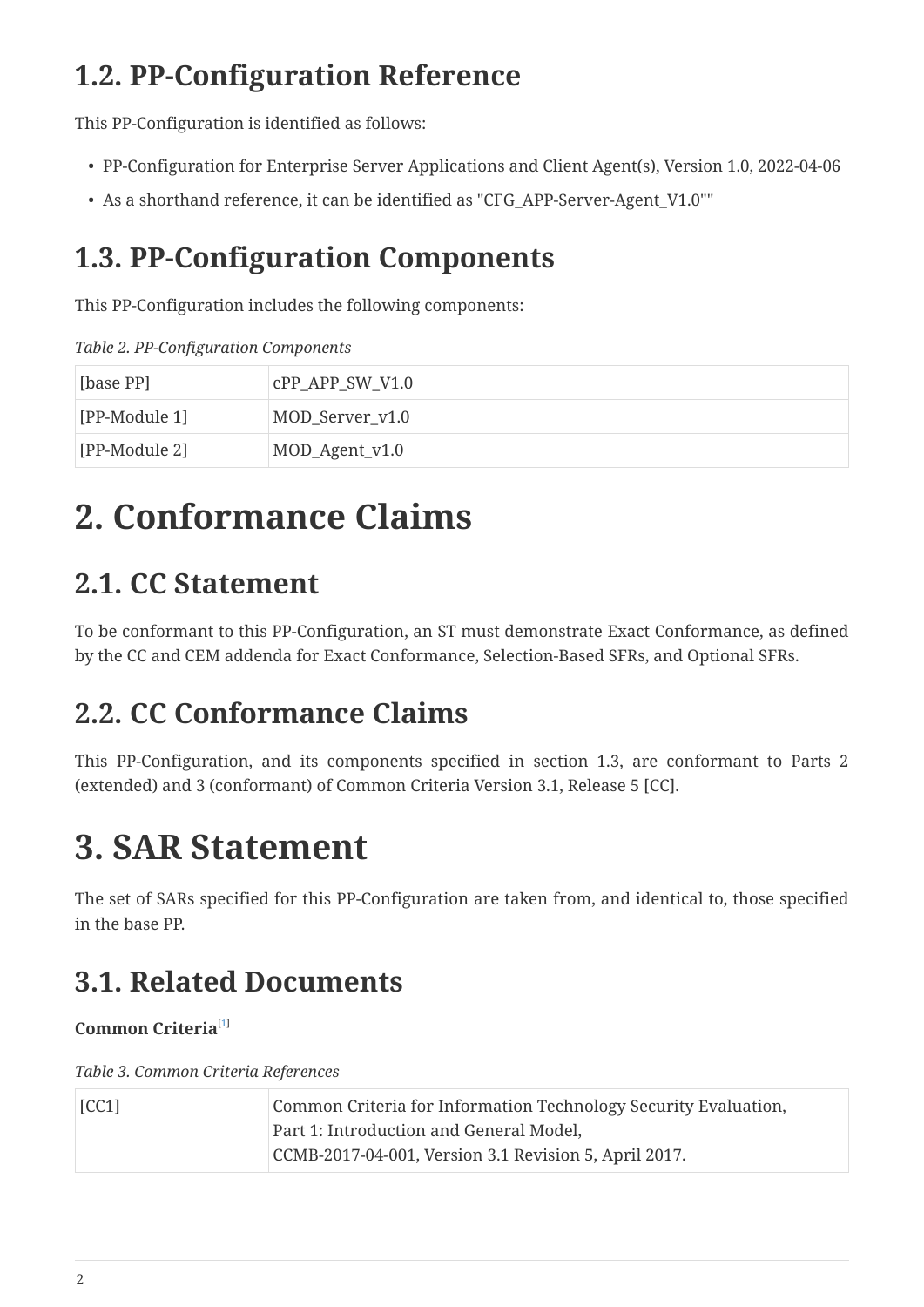## 1.2. PP-Configuration Reference

This PP-Configuration is identified as follows:

- PP-Configuration for Enterprise Server Applications and Client Agent(s), Version 1.0, 2022-04-06
- As a shorthand reference, it can be identified as "CFG_APP-Server-Agent_V1.0""

## 1.3. PP-Configuration Components

This PP-Configuration includes the following components:

*Table 2. PP-Configuration Components*

| [base PP] | cPP_APP_SW_V1.0 |
|---|---|
| [PP-Module 1] | MOD_Server_v1.0 |
| [PP-Module 2] | MOD_Agent_v1.0 |

# 2. Conformance Claims

## 2.1. CC Statement

To be conformant to this PP-Configuration, an ST must demonstrate Exact Conformance, as defined by the CC and CEM addenda for Exact Conformance, Selection-Based SFRs, and Optional SFRs.

## 2.2. CC Conformance Claims

This PP-Configuration, and its components specified in section 1.3, are conformant to Parts 2 (extended) and 3 (conformant) of Common Criteria Version 3.1, Release 5 [CC].

# 3. SAR Statement

The set of SARs specified for this PP-Configuration are taken from, and identical to, those specified in the base PP.

## 3.1. Related Documents

**Common Criteria**[1]

*Table 3. Common Criteria References*

| [CC1] | Common Criteria for Information Technology Security Evaluation,<br>Part 1: Introduction and General Model,<br>CCMB-2017-04-001, Version 3.1 Revision 5, April 2017. |
|---|---|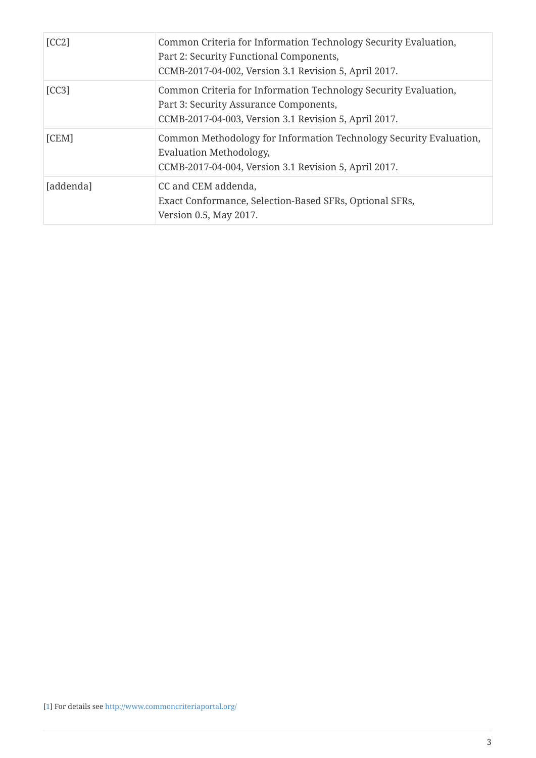| | |
|---|---|
| [CC2] | Common Criteria for Information Technology Security Evaluation,<br>Part 2: Security Functional Components,<br>CCMB-2017-04-002, Version 3.1 Revision 5, April 2017. |
| [CC3] | Common Criteria for Information Technology Security Evaluation,<br>Part 3: Security Assurance Components,<br>CCMB-2017-04-003, Version 3.1 Revision 5, April 2017. |
| [CEM] | Common Methodology for Information Technology Security Evaluation,<br>Evaluation Methodology,<br>CCMB-2017-04-004, Version 3.1 Revision 5, April 2017. |
| [addenda] | CC and CEM addenda,<br>Exact Conformance, Selection-Based SFRs, Optional SFRs,<br>Version 0.5, May 2017. |

[1] For details see http://www.commoncriteriaportal.org/